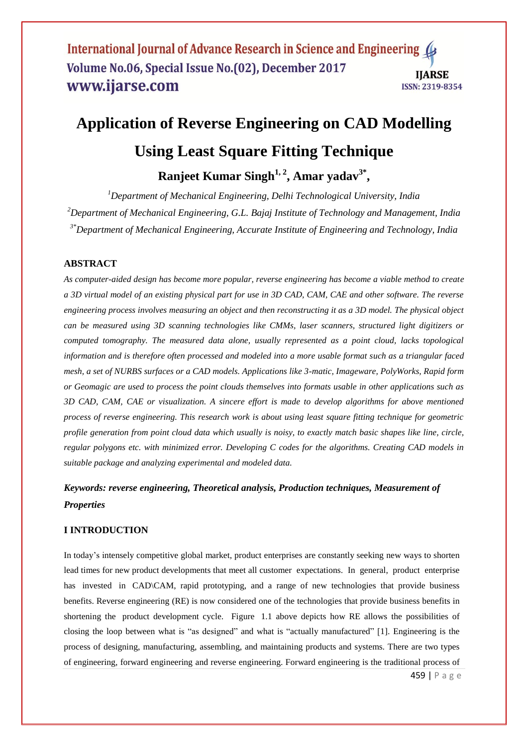# Application of Reverse Engineering on CAD Modelling Using Least Square Fitting Technique

**Ranjeet Kumar Singh[1, 2], Amar yadav[3*],**

*[1]Department of Mechanical Engineering, Delhi Technological University, India*

*[2]Department of Mechanical Engineering, G.L. Bajaj Institute of Technology and Management, India*

*[3*]Department of Mechanical Engineering, Accurate Institute of Engineering and Technology, India*

## ABSTRACT

*As computer-aided design has become more popular, reverse engineering has become a viable method to create a 3D virtual model of an existing physical part for use in 3D CAD, CAM, CAE and other software. The reverse engineering process involves measuring an object and then reconstructing it as a 3D model. The physical object can be measured using 3D scanning technologies like CMMs, laser scanners, structured light digitizers or computed tomography. The measured data alone, usually represented as a point cloud, lacks topological information and is therefore often processed and modeled into a more usable format such as a triangular faced mesh, a set of NURBS surfaces or a CAD models. Applications like 3-matic, Imageware, PolyWorks, Rapid form or Geomagic are used to process the point clouds themselves into formats usable in other applications such as 3D CAD, CAM, CAE or visualization. A sincere effort is made to develop algorithms for above mentioned process of reverse engineering. This research work is about using least square fitting technique for geometric profile generation from point cloud data which usually is noisy, to exactly match basic shapes like line, circle, regular polygons etc. with minimized error. Developing C codes for the algorithms. Creating CAD models in suitable package and analyzing experimental and modeled data.*

***Keywords: reverse engineering, Theoretical analysis, Production techniques, Measurement of Properties***

## I INTRODUCTION

In today's intensely competitive global market, product enterprises are constantly seeking new ways to shorten lead times for new product developments that meet all customer expectations. In general, product enterprise has invested in CAD\CAM, rapid prototyping, and a range of new technologies that provide business benefits. Reverse engineering (RE) is now considered one of the technologies that provide business benefits in shortening the product development cycle. Figure 1.1 above depicts how RE allows the possibilities of closing the loop between what is "as designed" and what is "actually manufactured" [1]. Engineering is the process of designing, manufacturing, assembling, and maintaining products and systems. There are two types of engineering, forward engineering and reverse engineering. Forward engineering is the traditional process of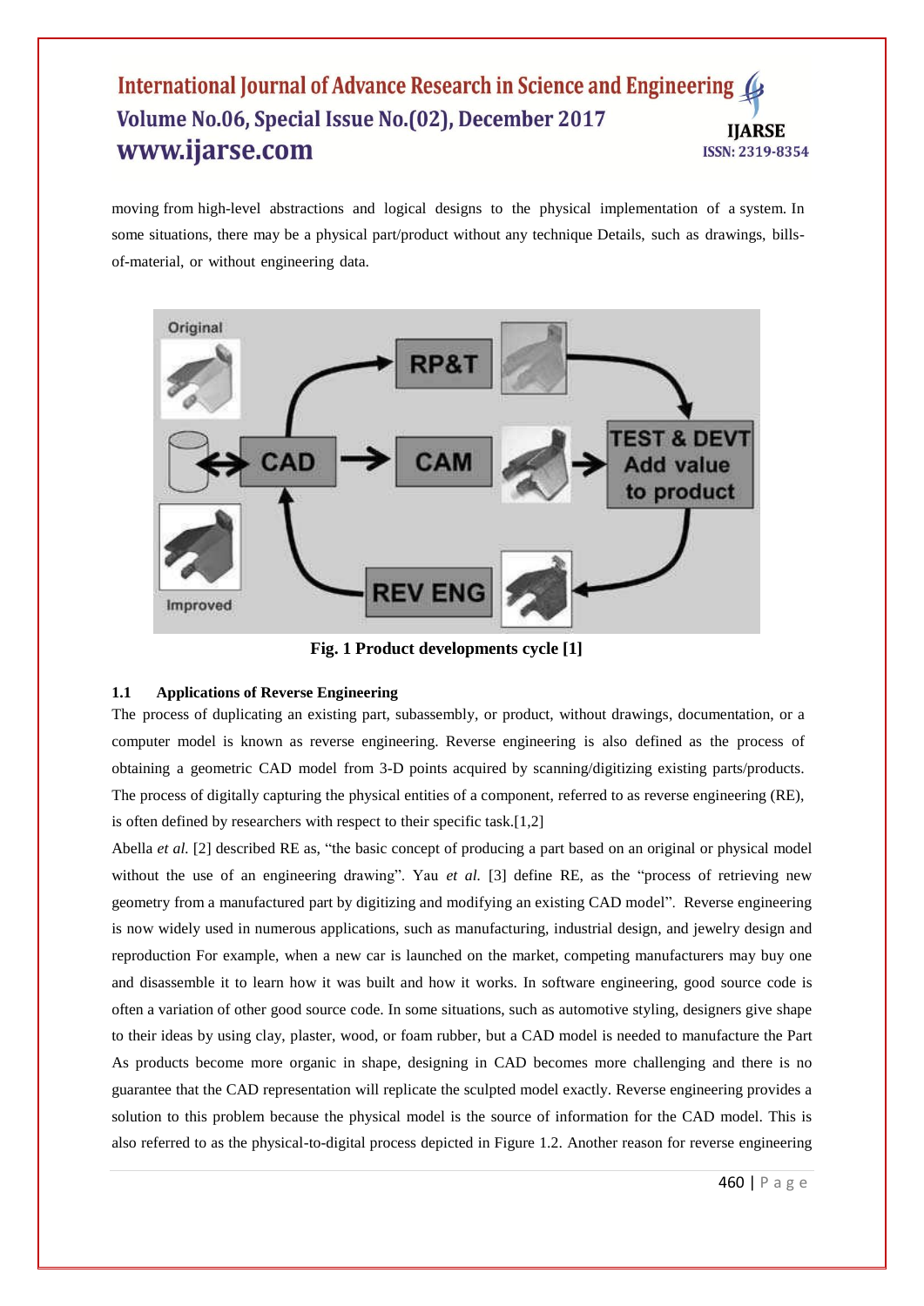moving from high-level abstractions and logical designs to the physical implementation of a system. In some situations, there may be a physical part/product without any technique Details, such as drawings, bills-of-material, or without engineering data.

**Fig. 1 Product developments cycle [1]**

### 1.1 Applications of Reverse Engineering

The process of duplicating an existing part, subassembly, or product, without drawings, documentation, or a computer model is known as reverse engineering. Reverse engineering is also defined as the process of obtaining a geometric CAD model from 3-D points acquired by scanning/digitizing existing parts/products. The process of digitally capturing the physical entities of a component, referred to as reverse engineering (RE), is often defined by researchers with respect to their specific task.[1,2]

Abella *et al.* [2] described RE as, "the basic concept of producing a part based on an original or physical model without the use of an engineering drawing". Yau *et al.* [3] define RE, as the "process of retrieving new geometry from a manufactured part by digitizing and modifying an existing CAD model". Reverse engineering is now widely used in numerous applications, such as manufacturing, industrial design, and jewelry design and reproduction For example, when a new car is launched on the market, competing manufacturers may buy one and disassemble it to learn how it was built and how it works. In software engineering, good source code is often a variation of other good source code. In some situations, such as automotive styling, designers give shape to their ideas by using clay, plaster, wood, or foam rubber, but a CAD model is needed to manufacture the Part As products become more organic in shape, designing in CAD becomes more challenging and there is no guarantee that the CAD representation will replicate the sculpted model exactly. Reverse engineering provides a solution to this problem because the physical model is the source of information for the CAD model. This is also referred to as the physical-to-digital process depicted in Figure 1.2. Another reason for reverse engineering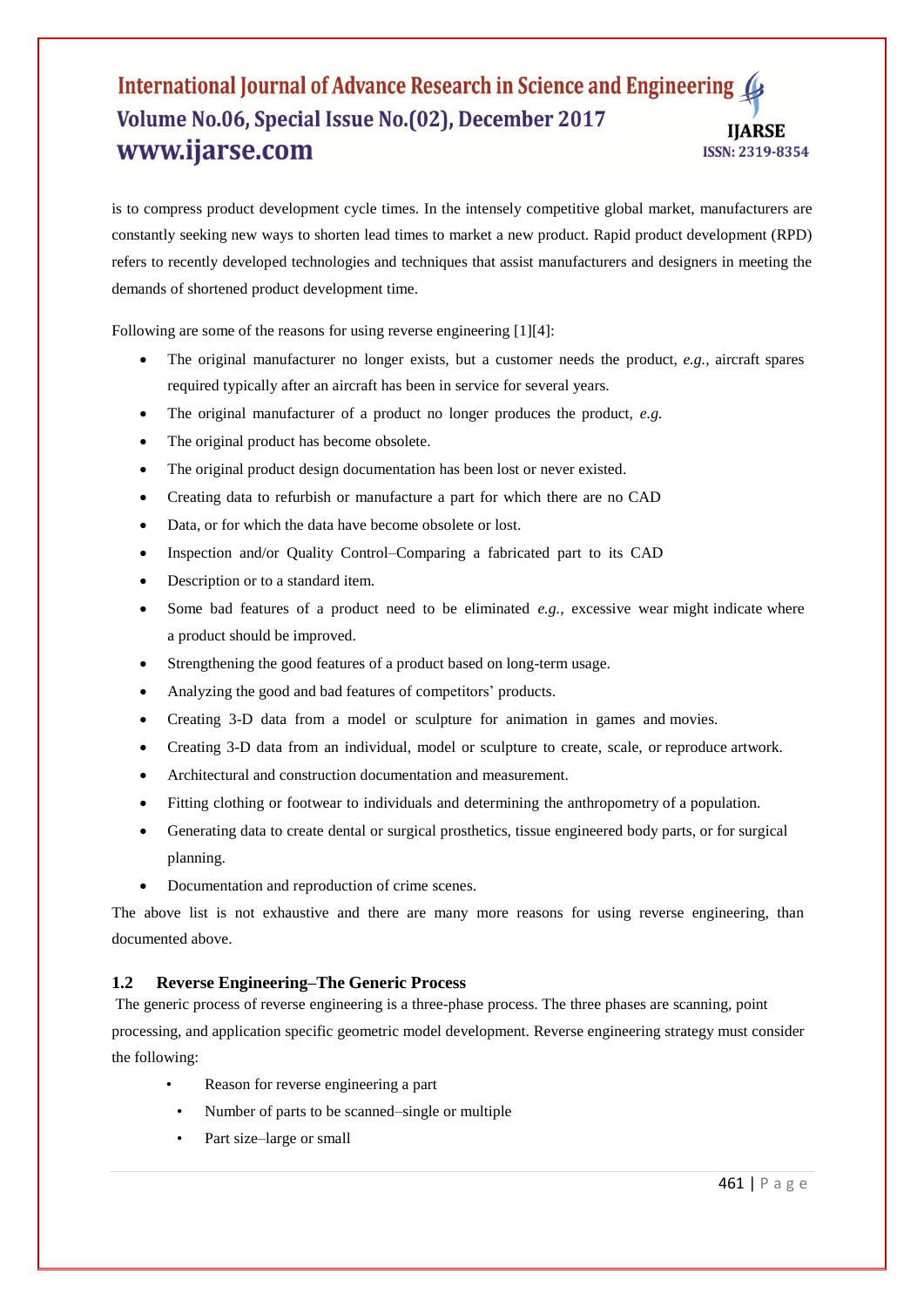is to compress product development cycle times. In the intensely competitive global market, manufacturers are constantly seeking new ways to shorten lead times to market a new product. Rapid product development (RPD) refers to recently developed technologies and techniques that assist manufacturers and designers in meeting the demands of shortened product development time.

Following are some of the reasons for using reverse engineering [1][4]:

- The original manufacturer no longer exists, but a customer needs the product, *e.g.*, aircraft spares required typically after an aircraft has been in service for several years.
- The original manufacturer of a product no longer produces the product, *e.g.*
- The original product has become obsolete.
- The original product design documentation has been lost or never existed.
- Creating data to refurbish or manufacture a part for which there are no CAD
- Data, or for which the data have become obsolete or lost.
- Inspection and/or Quality Control–Comparing a fabricated part to its CAD
- Description or to a standard item.
- Some bad features of a product need to be eliminated *e.g.*, excessive wear might indicate where a product should be improved.
- Strengthening the good features of a product based on long-term usage.
- Analyzing the good and bad features of competitors' products.
- Creating 3-D data from a model or sculpture for animation in games and movies.
- Creating 3-D data from an individual, model or sculpture to create, scale, or reproduce artwork.
- Architectural and construction documentation and measurement.
- Fitting clothing or footwear to individuals and determining the anthropometry of a population.
- Generating data to create dental or surgical prosthetics, tissue engineered body parts, or for surgical planning.
- Documentation and reproduction of crime scenes.

The above list is not exhaustive and there are many more reasons for using reverse engineering, than documented above.

### 1.2 Reverse Engineering–The Generic Process

The generic process of reverse engineering is a three-phase process. The three phases are scanning, point processing, and application specific geometric model development. Reverse engineering strategy must consider the following:

- Reason for reverse engineering a part
- Number of parts to be scanned–single or multiple
- Part size–large or small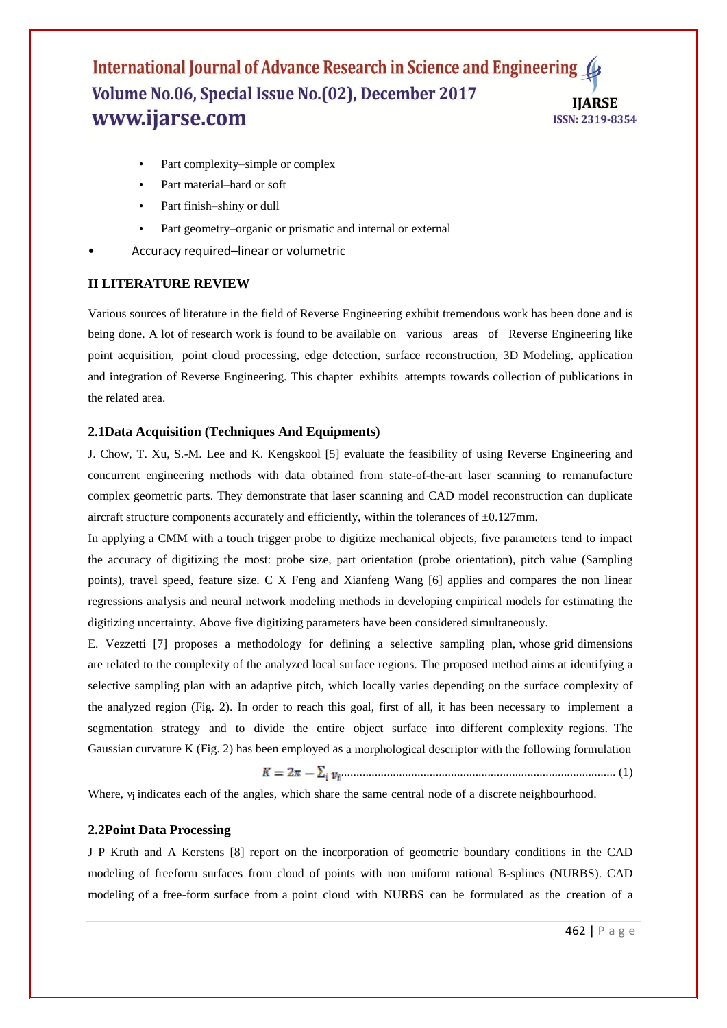- Part complexity–simple or complex
- Part material–hard or soft
- Part finish–shiny or dull
- Part geometry–organic or prismatic and internal or external
- Accuracy required–linear or volumetric

## II LITERATURE REVIEW

Various sources of literature in the field of Reverse Engineering exhibit tremendous work has been done and is being done. A lot of research work is found to be available on various areas of Reverse Engineering like point acquisition, point cloud processing, edge detection, surface reconstruction, 3D Modeling, application and integration of Reverse Engineering. This chapter exhibits attempts towards collection of publications in the related area.

### 2.1Data Acquisition (Techniques And Equipments)

J. Chow, T. Xu, S.-M. Lee and K. Kengskool [5] evaluate the feasibility of using Reverse Engineering and concurrent engineering methods with data obtained from state-of-the-art laser scanning to remanufacture complex geometric parts. They demonstrate that laser scanning and CAD model reconstruction can duplicate aircraft structure components accurately and efficiently, within the tolerances of ±0.127mm.

In applying a CMM with a touch trigger probe to digitize mechanical objects, five parameters tend to impact the accuracy of digitizing the most: probe size, part orientation (probe orientation), pitch value (Sampling points), travel speed, feature size. C X Feng and Xianfeng Wang [6] applies and compares the non linear regressions analysis and neural network modeling methods in developing empirical models for estimating the digitizing uncertainty. Above five digitizing parameters have been considered simultaneously.

E. Vezzetti [7] proposes a methodology for defining a selective sampling plan, whose grid dimensions are related to the complexity of the analyzed local surface regions. The proposed method aims at identifying a selective sampling plan with an adaptive pitch, which locally varies depending on the surface complexity of the analyzed region (Fig. 2). In order to reach this goal, first of all, it has been necessary to implement a segmentation strategy and to divide the entire object surface into different complexity regions. The Gaussian curvature K (Fig. 2) has been employed as a morphological descriptor with the following formulation

$$K = 2\pi - \sum_i v_i \quad (1)$$

Where, $v_i$ indicates each of the angles, which share the same central node of a discrete neighbourhood.

### 2.2Point Data Processing

J P Kruth and A Kerstens [8] report on the incorporation of geometric boundary conditions in the CAD modeling of freeform surfaces from cloud of points with non uniform rational B-splines (NURBS). CAD modeling of a free-form surface from a point cloud with NURBS can be formulated as the creation of a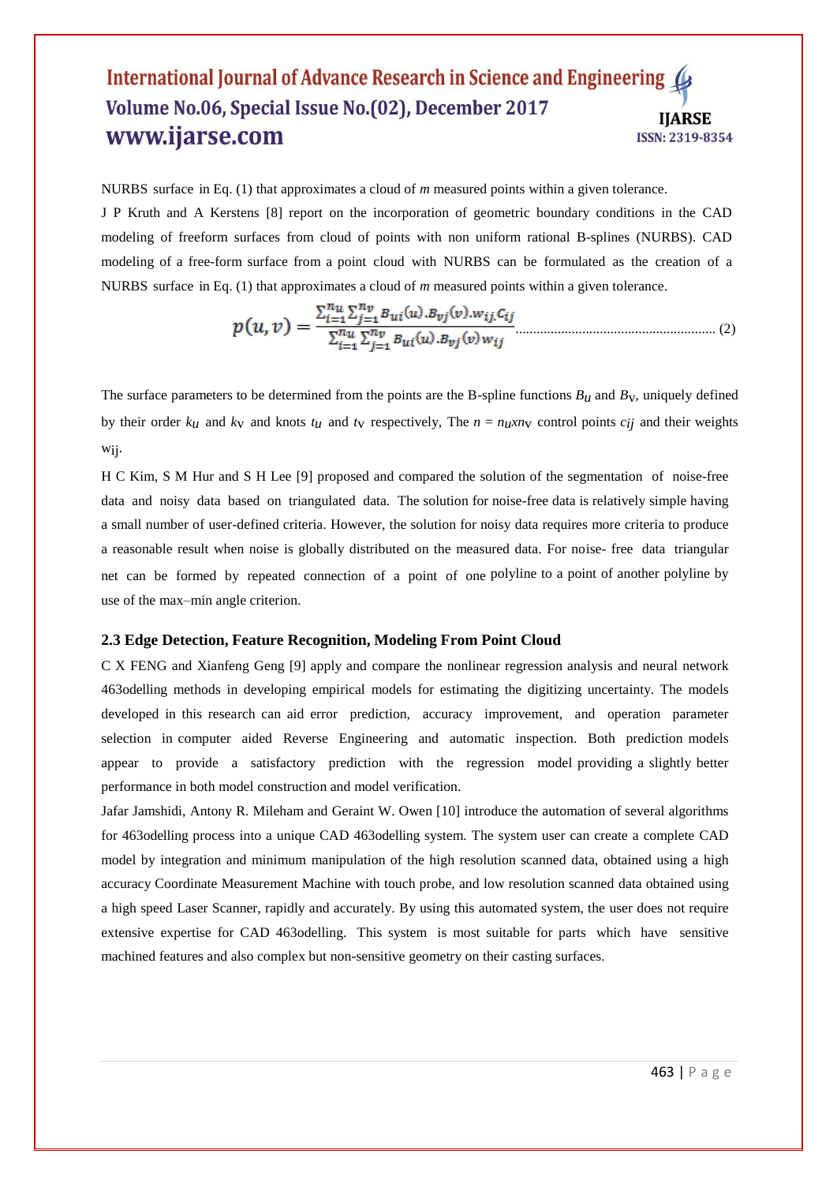NURBS surface in Eq. (1) that approximates a cloud of *m* measured points within a given tolerance.

J P Kruth and A Kerstens [8] report on the incorporation of geometric boundary conditions in the CAD modeling of freeform surfaces from cloud of points with non uniform rational B-splines (NURBS). CAD modeling of a free-form surface from a point cloud with NURBS can be formulated as the creation of a NURBS surface in Eq. (1) that approximates a cloud of *m* measured points within a given tolerance.

$$p(u,v) = \frac{\sum_{i=1}^{n_u}\sum_{j=1}^{n_v} B_{ui}(u).B_{vj}(v).w_{ij}.c_{ij}}{\sum_{i=1}^{n_u}\sum_{j=1}^{n_v} B_{ui}(u).B_{vj}(v)w_{ij}} \quad \text{.......................................................} (2)$$

The surface parameters to be determined from the points are the B-spline functions $B_u$ and $B_V$, uniquely defined by their order $k_u$ and $k_V$ and knots $t_u$ and $t_V$ respectively, The $n = n_u x n_V$ control points $c_{ij}$ and their weights $w_{ij}$.

H C Kim, S M Hur and S H Lee [9] proposed and compared the solution of the segmentation of noise-free data and noisy data based on triangulated data. The solution for noise-free data is relatively simple having a small number of user-defined criteria. However, the solution for noisy data requires more criteria to produce a reasonable result when noise is globally distributed on the measured data. For noise- free data triangular net can be formed by repeated connection of a point of one polyline to a point of another polyline by use of the max–min angle criterion.

### 2.3 Edge Detection, Feature Recognition, Modeling From Point Cloud

C X FENG and Xianfeng Geng [9] apply and compare the nonlinear regression analysis and neural network 463odelling methods in developing empirical models for estimating the digitizing uncertainty. The models developed in this research can aid error prediction, accuracy improvement, and operation parameter selection in computer aided Reverse Engineering and automatic inspection. Both prediction models appear to provide a satisfactory prediction with the regression model providing a slightly better performance in both model construction and model verification.

Jafar Jamshidi, Antony R. Mileham and Geraint W. Owen [10] introduce the automation of several algorithms for 463odelling process into a unique CAD 463odelling system. The system user can create a complete CAD model by integration and minimum manipulation of the high resolution scanned data, obtained using a high accuracy Coordinate Measurement Machine with touch probe, and low resolution scanned data obtained using a high speed Laser Scanner, rapidly and accurately. By using this automated system, the user does not require extensive expertise for CAD 463odelling. This system is most suitable for parts which have sensitive machined features and also complex but non-sensitive geometry on their casting surfaces.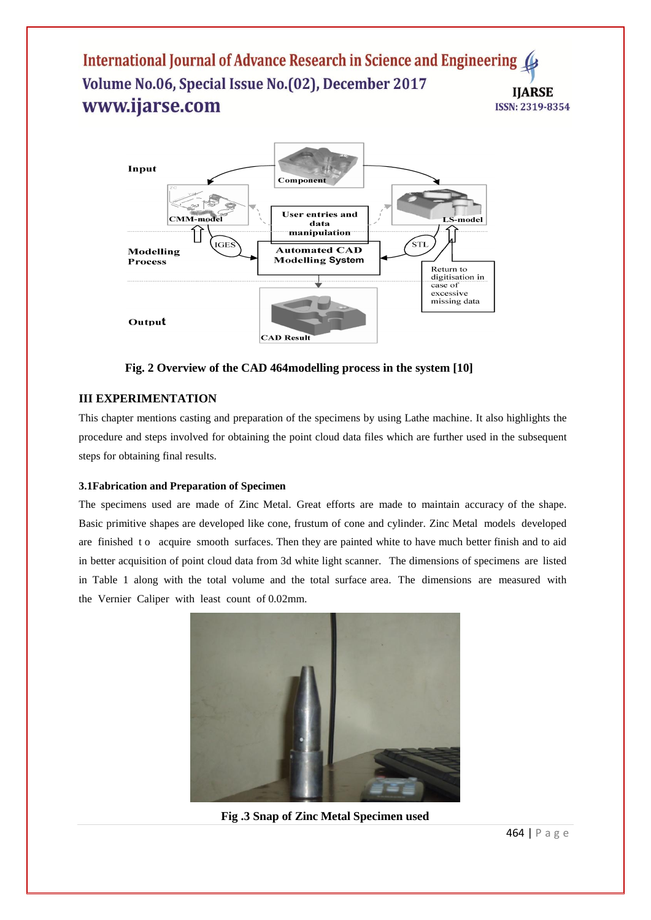Fig. 2 Overview of the CAD 464modelling process in the system [10]

## III EXPERIMENTATION

This chapter mentions casting and preparation of the specimens by using Lathe machine. It also highlights the procedure and steps involved for obtaining the point cloud data files which are further used in the subsequent steps for obtaining final results.

### 3.1Fabrication and Preparation of Specimen

The specimens used are made of Zinc Metal. Great efforts are made to maintain accuracy of the shape. Basic primitive shapes are developed like cone, frustum of cone and cylinder. Zinc Metal models developed are finished to acquire smooth surfaces. Then they are painted white to have much better finish and to aid in better acquisition of point cloud data from 3d white light scanner. The dimensions of specimens are listed in Table 1 along with the total volume and the total surface area. The dimensions are measured with the Vernier Caliper with least count of 0.02mm.

Fig .3 Snap of Zinc Metal Specimen used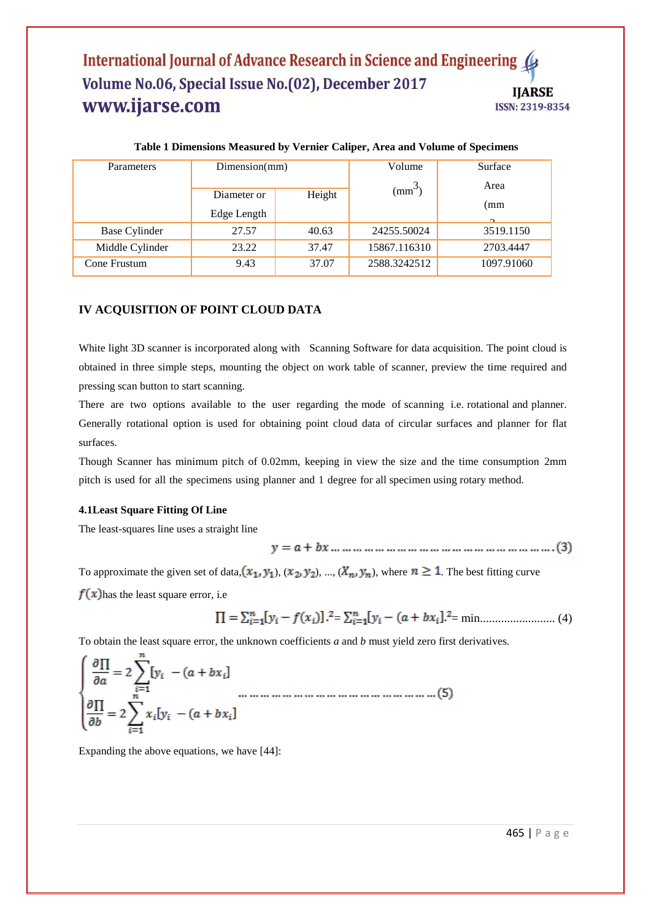**Table 1 Dimensions Measured by Vernier Caliper, Area and Volume of Specimens**

| Parameters | Dimension(mm) | | Volume ($mm^3$) | Surface Area ($mm^2$) |
|---|---|---|---|---|
| | Diameter or Edge Length | Height | | |
| Base Cylinder | 27.57 | 40.63 | 24255.50024 | 3519.1150 |
| Middle Cylinder | 23.22 | 37.47 | 15867.116310 | 2703.4447 |
| Cone Frustum | 9.43 | 37.07 | 2588.3242512 | 1097.91060 |

## IV ACQUISITION OF POINT CLOUD DATA

White light 3D scanner is incorporated along with Scanning Software for data acquisition. The point cloud is obtained in three simple steps, mounting the object on work table of scanner, preview the time required and pressing scan button to start scanning.

There are two options available to the user regarding the mode of scanning i.e. rotational and planner. Generally rotational option is used for obtaining point cloud data of circular surfaces and planner for flat surfaces.

Though Scanner has minimum pitch of 0.02mm, keeping in view the size and the time consumption 2mm pitch is used for all the specimens using planner and 1 degree for all specimen using rotary method.

### 4.1Least Square Fitting Of Line

The least-squares line uses a straight line

$$y = a + bx \quad \ldots\ldots\ldots\ldots\ldots\ldots\ldots\ldots\ldots\ldots\ldots (3)$$

To approximate the given set of data, $(x_1, y_1)$, $(x_2, y_2)$, ..., $(X_n, y_n)$, where $n \geq 1$. The best fitting curve $f(x)$ has the least square error, i.e

$$\Pi = \sum_{i=1}^{n}[y_i - f(x_i)]^2 = \sum_{i=1}^{n}[y_i - (a + bx_i]^2 = \text{min} \quad \ldots\ldots\ldots\ldots (4)$$

To obtain the least square error, the unknown coefficients *a* and *b* must yield zero first derivatives.

$$\begin{cases} \dfrac{\partial \Pi}{\partial a} = 2\displaystyle\sum_{i=1}^{n}[y_i - (a + bx_i] \\ \dfrac{\partial \Pi}{\partial b} = 2\displaystyle\sum_{i=1}^{n} x_i[y_i - (a + bx_i] \end{cases} \quad \ldots\ldots\ldots\ldots\ldots\ldots\ldots\ldots (5)$$

Expanding the above equations, we have [44]: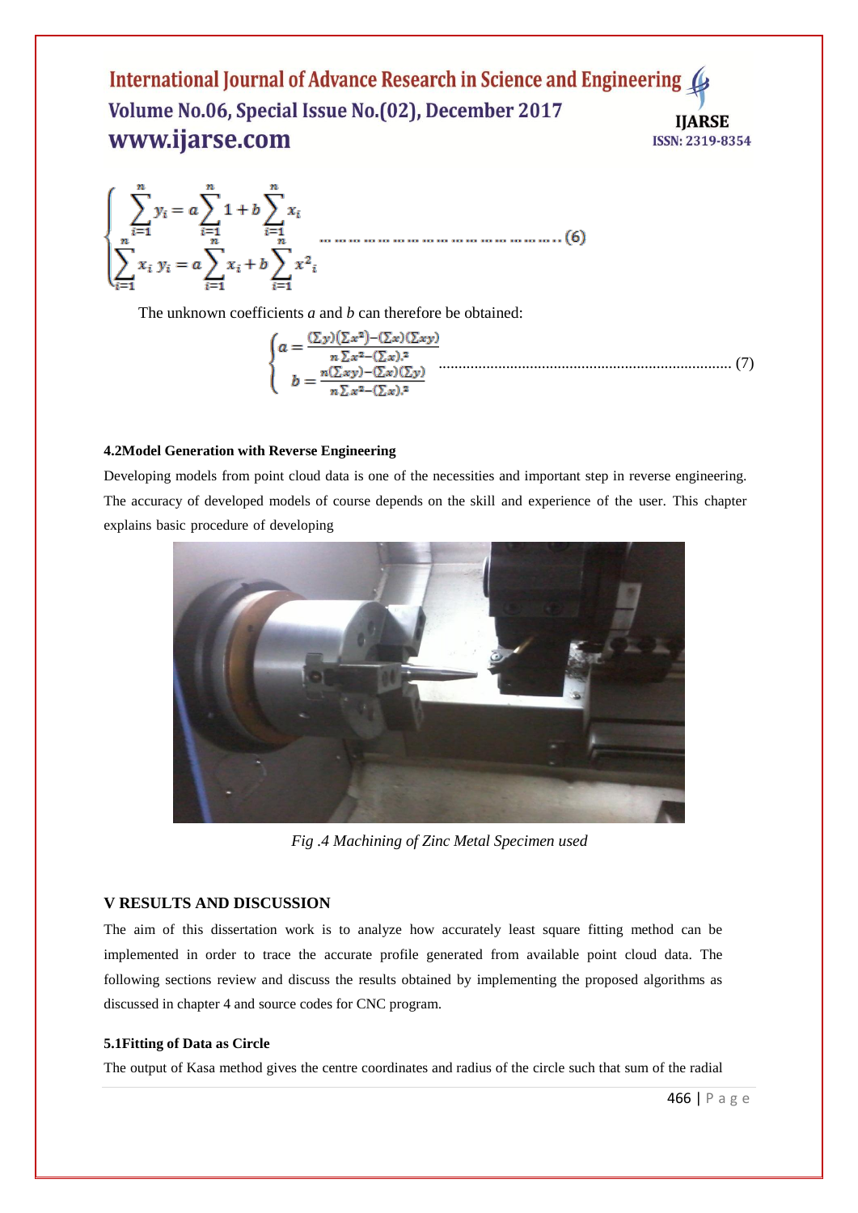$$\begin{cases} \sum_{i=1}^{n} y_i = a \sum_{i=1}^{n} 1 + b \sum_{i=1}^{n} x_i \\ \sum_{i=1}^{n} x_i \, y_i = a \sum_{i=1}^{n} x_i + b \sum_{i=1}^{n} x^2{}_i \end{cases} \quad \text{.................................................. (6)}$$

The unknown coefficients *a* and *b* can therefore be obtained:

$$\begin{cases} a = \frac{(\sum y)(\sum x^2) - (\sum x)(\sum xy)}{n \sum x^2 - (\sum x)^2} \\ b = \frac{n(\sum xy) - (\sum x)(\sum y)}{n \sum x^2 - (\sum x)^2} \end{cases} \quad \text{.......................................................................... (7)}$$

#### 4.2Model Generation with Reverse Engineering

Developing models from point cloud data is one of the necessities and important step in reverse engineering. The accuracy of developed models of course depends on the skill and experience of the user. This chapter explains basic procedure of developing

*Fig .4 Machining of Zinc Metal Specimen used*

## V RESULTS AND DISCUSSION

The aim of this dissertation work is to analyze how accurately least square fitting method can be implemented in order to trace the accurate profile generated from available point cloud data. The following sections review and discuss the results obtained by implementing the proposed algorithms as discussed in chapter 4 and source codes for CNC program.

#### 5.1Fitting of Data as Circle

The output of Kasa method gives the centre coordinates and radius of the circle such that sum of the radial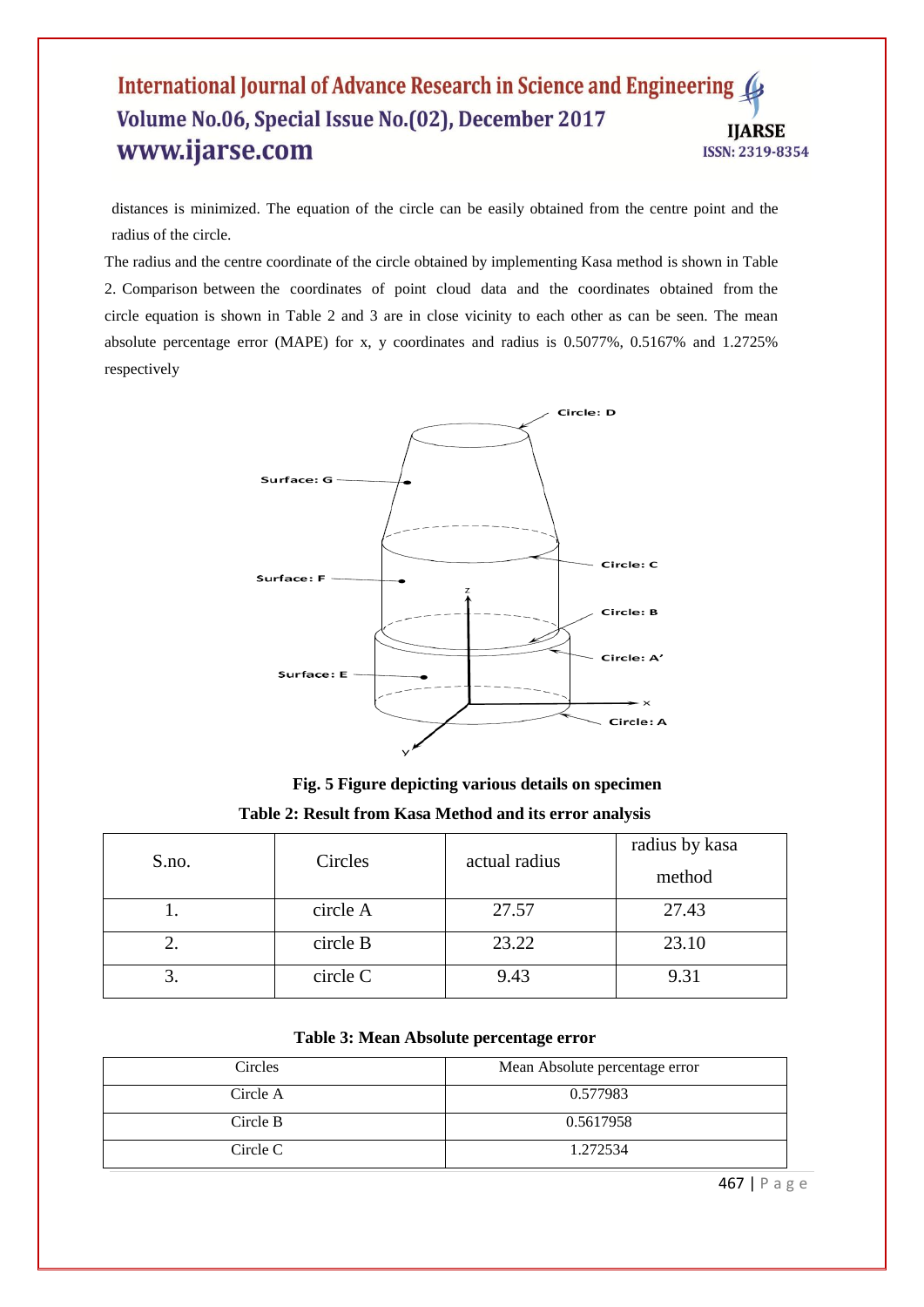distances is minimized. The equation of the circle can be easily obtained from the centre point and the radius of the circle.

The radius and the centre coordinate of the circle obtained by implementing Kasa method is shown in Table 2. Comparison between the coordinates of point cloud data and the coordinates obtained from the circle equation is shown in Table 2 and 3 are in close vicinity to each other as can be seen. The mean absolute percentage error (MAPE) for x, y coordinates and radius is 0.5077%, 0.5167% and 1.2725% respectively

**Fig. 5 Figure depicting various details on specimen**

**Table 2: Result from Kasa Method and its error analysis**

| S.no. | Circles | actual radius | radius by kasa method |
|---|---|---|---|
| 1. | circle A | 27.57 | 27.43 |
| 2. | circle B | 23.22 | 23.10 |
| 3. | circle C | 9.43 | 9.31 |

**Table 3: Mean Absolute percentage error**

| Circles | Mean Absolute percentage error |
|---|---|
| Circle A | 0.577983 |
| Circle B | 0.5617958 |
| Circle C | 1.272534 |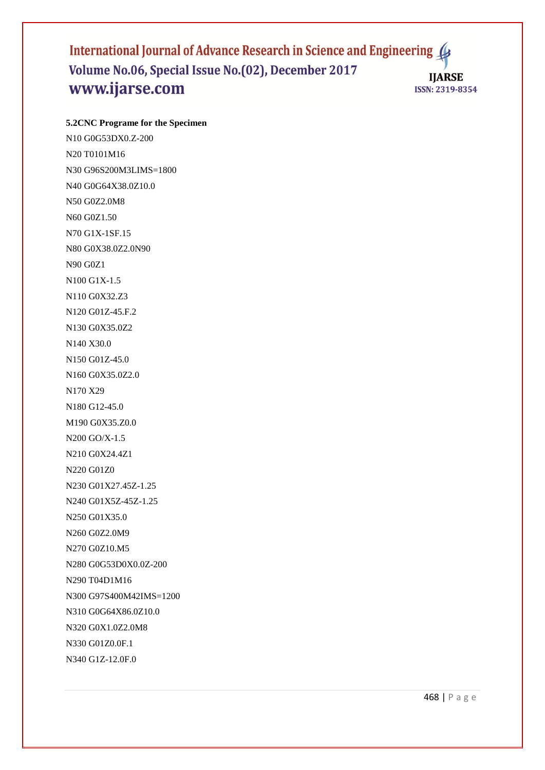**5.2CNC Programe for the Specimen**

```
N10 G0G53DX0.Z-200
N20 T0101M16
N30 G96S200M3LIMS=1800
N40 G0G64X38.0Z10.0
N50 G0Z2.0M8
N60 G0Z1.50
N70 G1X-1SF.15
N80 G0X38.0Z2.0N90
N90 G0Z1
N100 G1X-1.5
N110 G0X32.Z3
N120 G01Z-45.F.2
N130 G0X35.0Z2
N140 X30.0
N150 G01Z-45.0
N160 G0X35.0Z2.0
N170 X29
N180 G12-45.0
M190 G0X35.Z0.0
N200 GO/X-1.5
N210 G0X24.4Z1
N220 G01Z0
N230 G01X27.45Z-1.25
N240 G01X5Z-45Z-1.25
N250 G01X35.0
N260 G0Z2.0M9
N270 G0Z10.M5
N280 G0G53D0X0.0Z-200
N290 T04D1M16
N300 G97S400M42IMS=1200
N310 G0G64X86.0Z10.0
N320 G0X1.0Z2.0M8
N330 G01Z0.0F.1
N340 G1Z-12.0F.0
```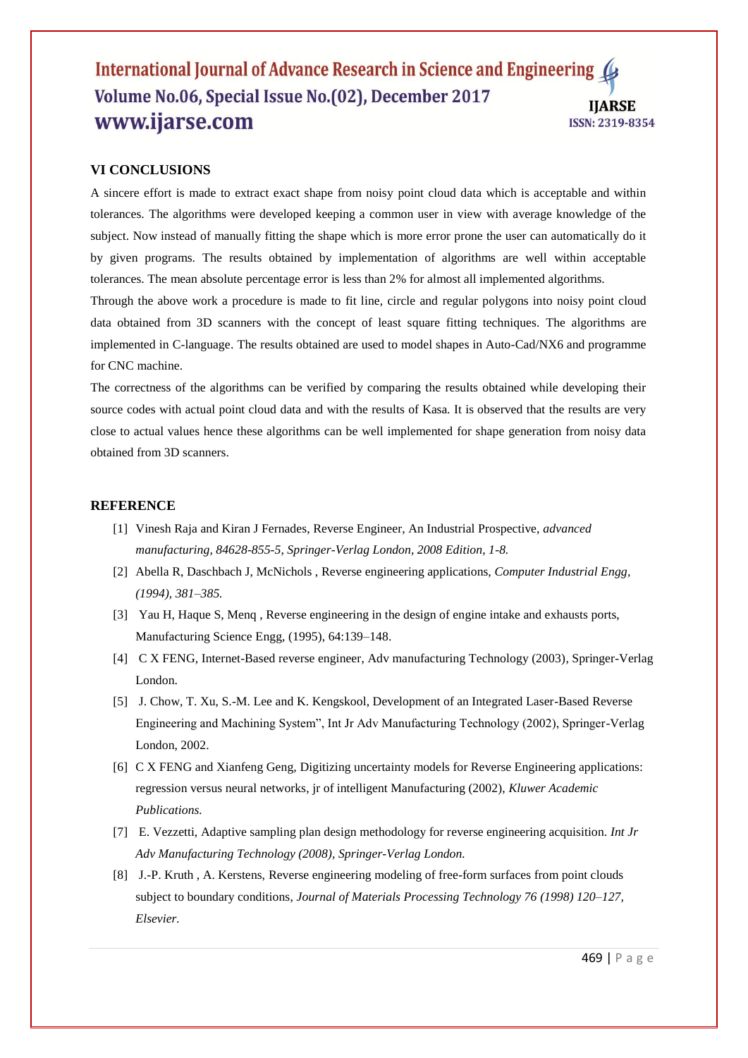## VI CONCLUSIONS

A sincere effort is made to extract exact shape from noisy point cloud data which is acceptable and within tolerances. The algorithms were developed keeping a common user in view with average knowledge of the subject. Now instead of manually fitting the shape which is more error prone the user can automatically do it by given programs. The results obtained by implementation of algorithms are well within acceptable tolerances. The mean absolute percentage error is less than 2% for almost all implemented algorithms.

Through the above work a procedure is made to fit line, circle and regular polygons into noisy point cloud data obtained from 3D scanners with the concept of least square fitting techniques. The algorithms are implemented in C-language. The results obtained are used to model shapes in Auto-Cad/NX6 and programme for CNC machine.

The correctness of the algorithms can be verified by comparing the results obtained while developing their source codes with actual point cloud data and with the results of Kasa. It is observed that the results are very close to actual values hence these algorithms can be well implemented for shape generation from noisy data obtained from 3D scanners.

## REFERENCE

[1] Vinesh Raja and Kiran J Fernades, Reverse Engineer, An Industrial Prospective, *advanced manufacturing, 84628-855-5, Springer-Verlag London, 2008 Edition, 1-8.*

[2] Abella R, Daschbach J, McNichols , Reverse engineering applications, *Computer Industrial Engg, (1994), 381–385.*

[3] Yau H, Haque S, Menq , Reverse engineering in the design of engine intake and exhausts ports, Manufacturing Science Engg, (1995), 64:139–148.

[4] C X FENG, Internet-Based reverse engineer, Adv manufacturing Technology (2003), Springer-Verlag London.

[5] J. Chow, T. Xu, S.-M. Lee and K. Kengskool, Development of an Integrated Laser-Based Reverse Engineering and Machining System", Int Jr Adv Manufacturing Technology (2002), Springer-Verlag London, 2002.

[6] C X FENG and Xianfeng Geng, Digitizing uncertainty models for Reverse Engineering applications: regression versus neural networks, jr of intelligent Manufacturing (2002), *Kluwer Academic Publications.*

[7] E. Vezzetti, Adaptive sampling plan design methodology for reverse engineering acquisition. *Int Jr Adv Manufacturing Technology (2008), Springer-Verlag London.*

[8] J.-P. Kruth , A. Kerstens, Reverse engineering modeling of free-form surfaces from point clouds subject to boundary conditions, *Journal of Materials Processing Technology 76 (1998) 120–127, Elsevier.*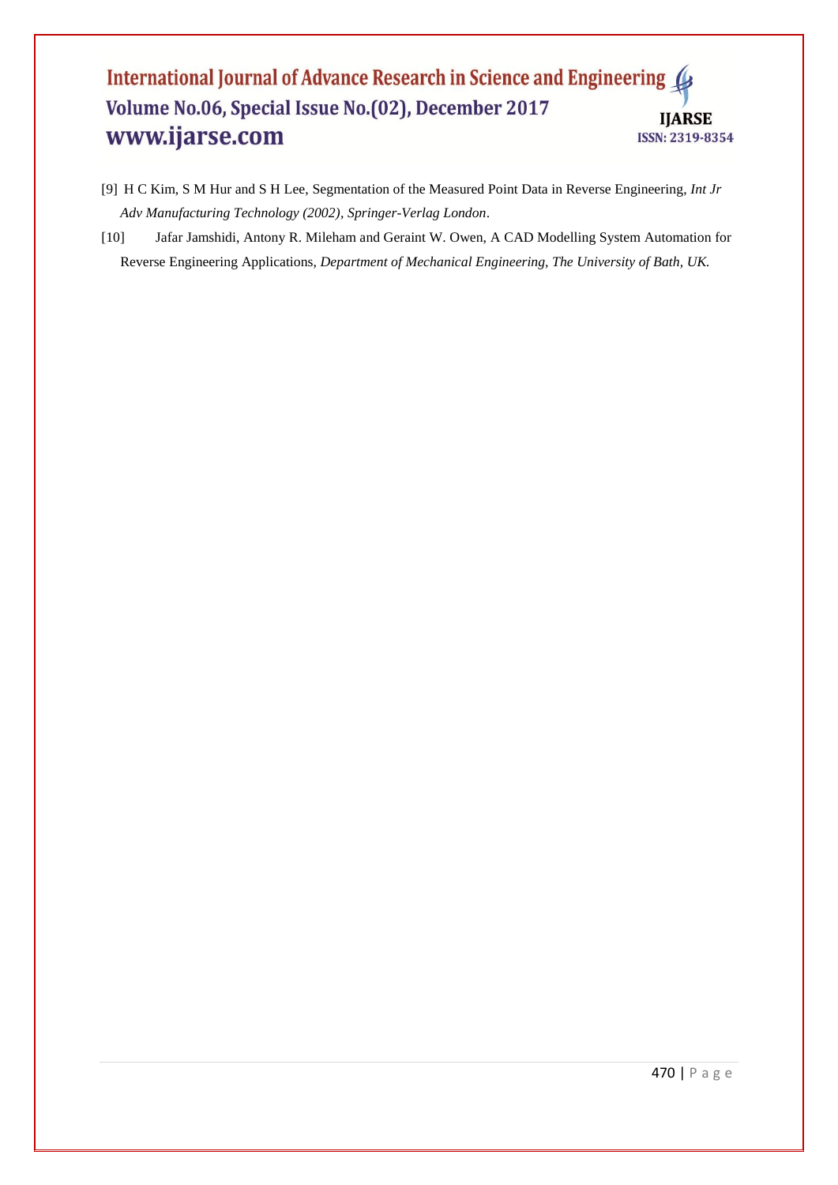[9] H C Kim, S M Hur and S H Lee, Segmentation of the Measured Point Data in Reverse Engineering, *Int Jr Adv Manufacturing Technology (2002), Springer-Verlag London*.

[10] Jafar Jamshidi, Antony R. Mileham and Geraint W. Owen, A CAD Modelling System Automation for Reverse Engineering Applications, *Department of Mechanical Engineering, The University of Bath, UK.*